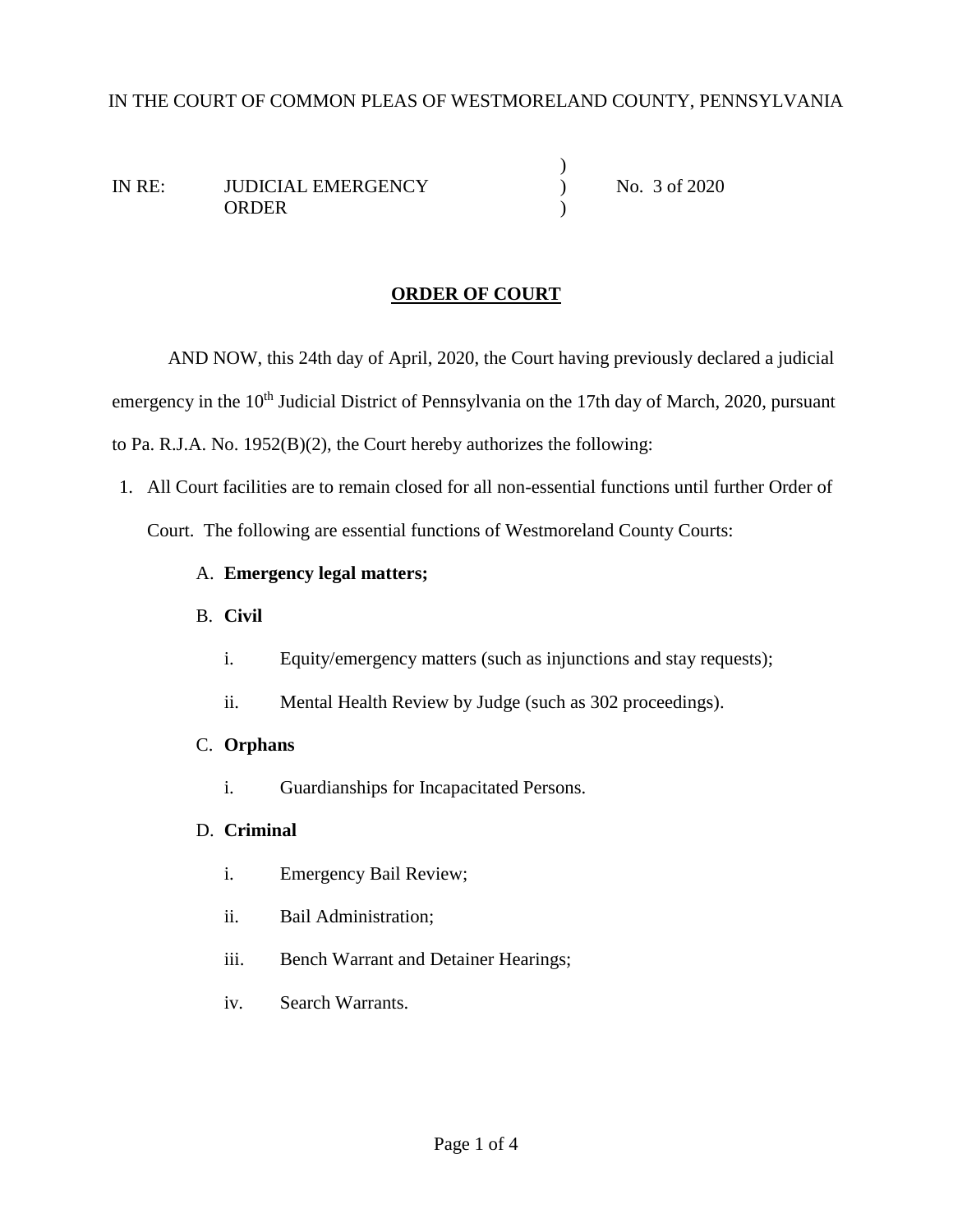IN THE COURT OF COMMON PLEAS OF WESTMORELAND COUNTY, PENNSYLVANIA

| | | | |
|---|---|---|---|
| IN RE: | JUDICIAL EMERGENCY ORDER | ) ) ) | No. 3 of 2020 |

## ORDER OF COURT

AND NOW, this 24th day of April, 2020, the Court having previously declared a judicial emergency in the 10th Judicial District of Pennsylvania on the 17th day of March, 2020, pursuant to Pa. R.J.A. No. 1952(B)(2), the Court hereby authorizes the following:

1. All Court facilities are to remain closed for all non-essential functions until further Order of Court. The following are essential functions of Westmoreland County Courts:

   A. **Emergency legal matters;**

   B. **Civil**

      i. Equity/emergency matters (such as injunctions and stay requests);

      ii. Mental Health Review by Judge (such as 302 proceedings).

   C. **Orphans**

      i. Guardianships for Incapacitated Persons.

   D. **Criminal**

      i. Emergency Bail Review;

      ii. Bail Administration;

      iii. Bench Warrant and Detainer Hearings;

      iv. Search Warrants.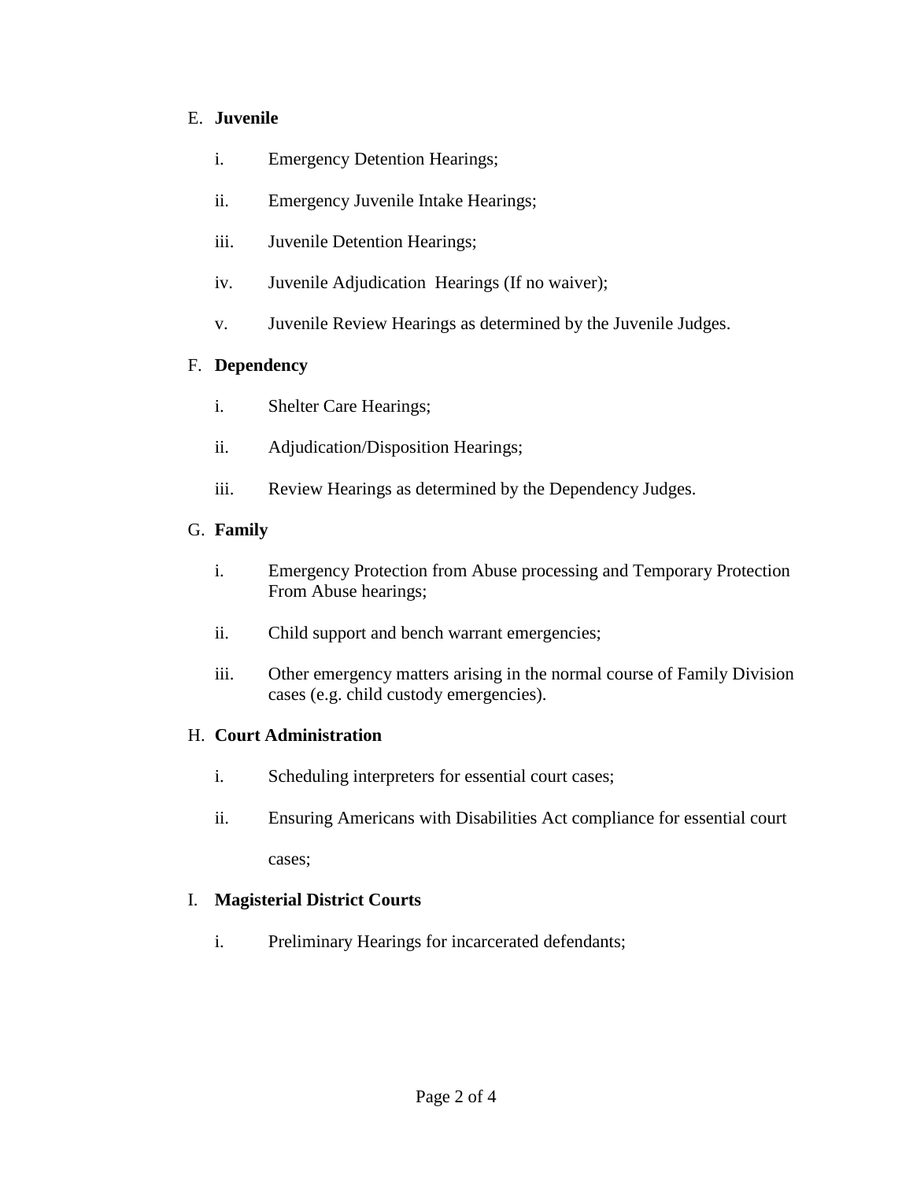E. **Juvenile**

i. Emergency Detention Hearings;

ii. Emergency Juvenile Intake Hearings;

iii. Juvenile Detention Hearings;

iv. Juvenile Adjudication Hearings (If no waiver);

v. Juvenile Review Hearings as determined by the Juvenile Judges.

F. **Dependency**

i. Shelter Care Hearings;

ii. Adjudication/Disposition Hearings;

iii. Review Hearings as determined by the Dependency Judges.

G. **Family**

i. Emergency Protection from Abuse processing and Temporary Protection From Abuse hearings;

ii. Child support and bench warrant emergencies;

iii. Other emergency matters arising in the normal course of Family Division cases (e.g. child custody emergencies).

H. **Court Administration**

i. Scheduling interpreters for essential court cases;

ii. Ensuring Americans with Disabilities Act compliance for essential court cases;

I. **Magisterial District Courts**

i. Preliminary Hearings for incarcerated defendants;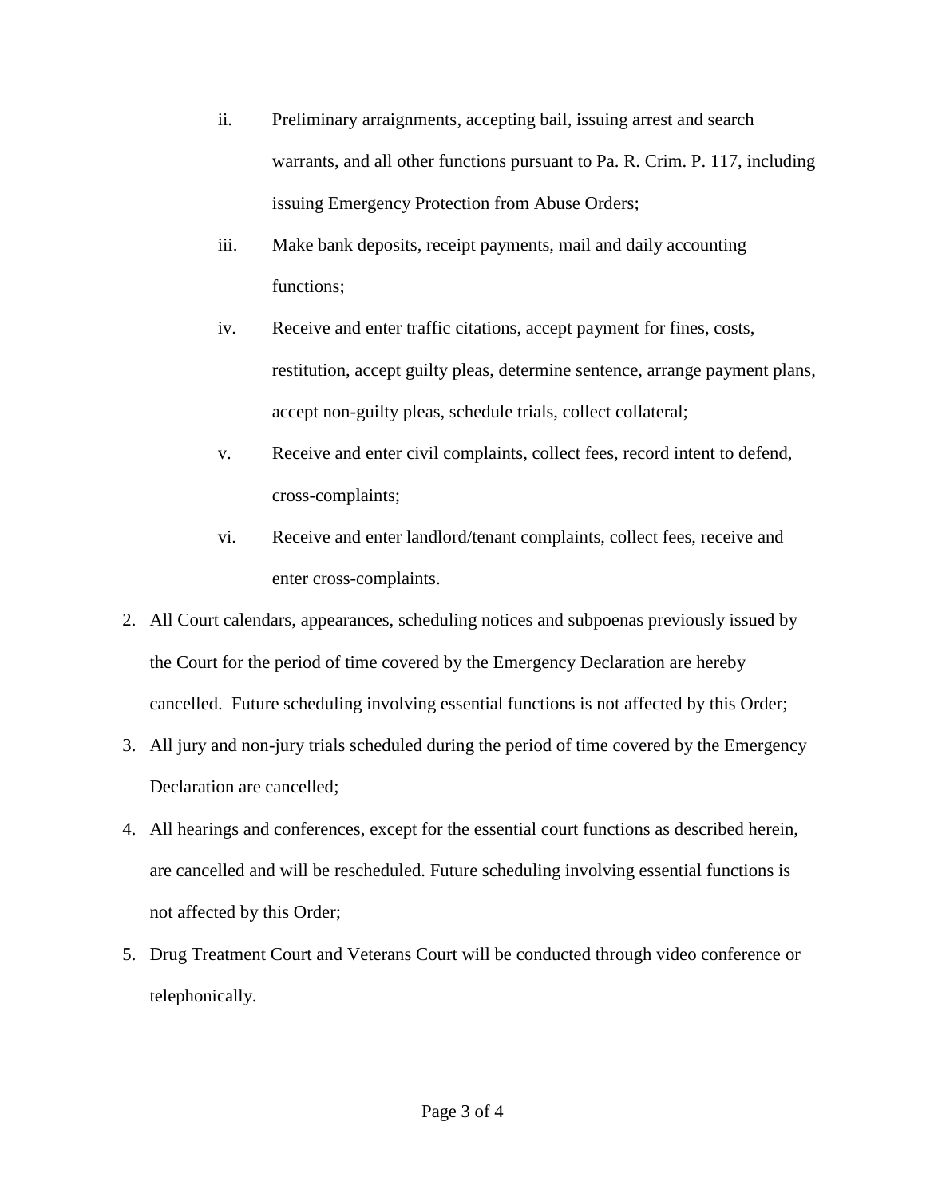ii. Preliminary arraignments, accepting bail, issuing arrest and search warrants, and all other functions pursuant to Pa. R. Crim. P. 117, including issuing Emergency Protection from Abuse Orders;

   iii. Make bank deposits, receipt payments, mail and daily accounting functions;

   iv. Receive and enter traffic citations, accept payment for fines, costs, restitution, accept guilty pleas, determine sentence, arrange payment plans, accept non-guilty pleas, schedule trials, collect collateral;

   v. Receive and enter civil complaints, collect fees, record intent to defend, cross-complaints;

   vi. Receive and enter landlord/tenant complaints, collect fees, receive and enter cross-complaints.

2. All Court calendars, appearances, scheduling notices and subpoenas previously issued by the Court for the period of time covered by the Emergency Declaration are hereby cancelled. Future scheduling involving essential functions is not affected by this Order;
3. All jury and non-jury trials scheduled during the period of time covered by the Emergency Declaration are cancelled;
4. All hearings and conferences, except for the essential court functions as described herein, are cancelled and will be rescheduled. Future scheduling involving essential functions is not affected by this Order;
5. Drug Treatment Court and Veterans Court will be conducted through video conference or telephonically.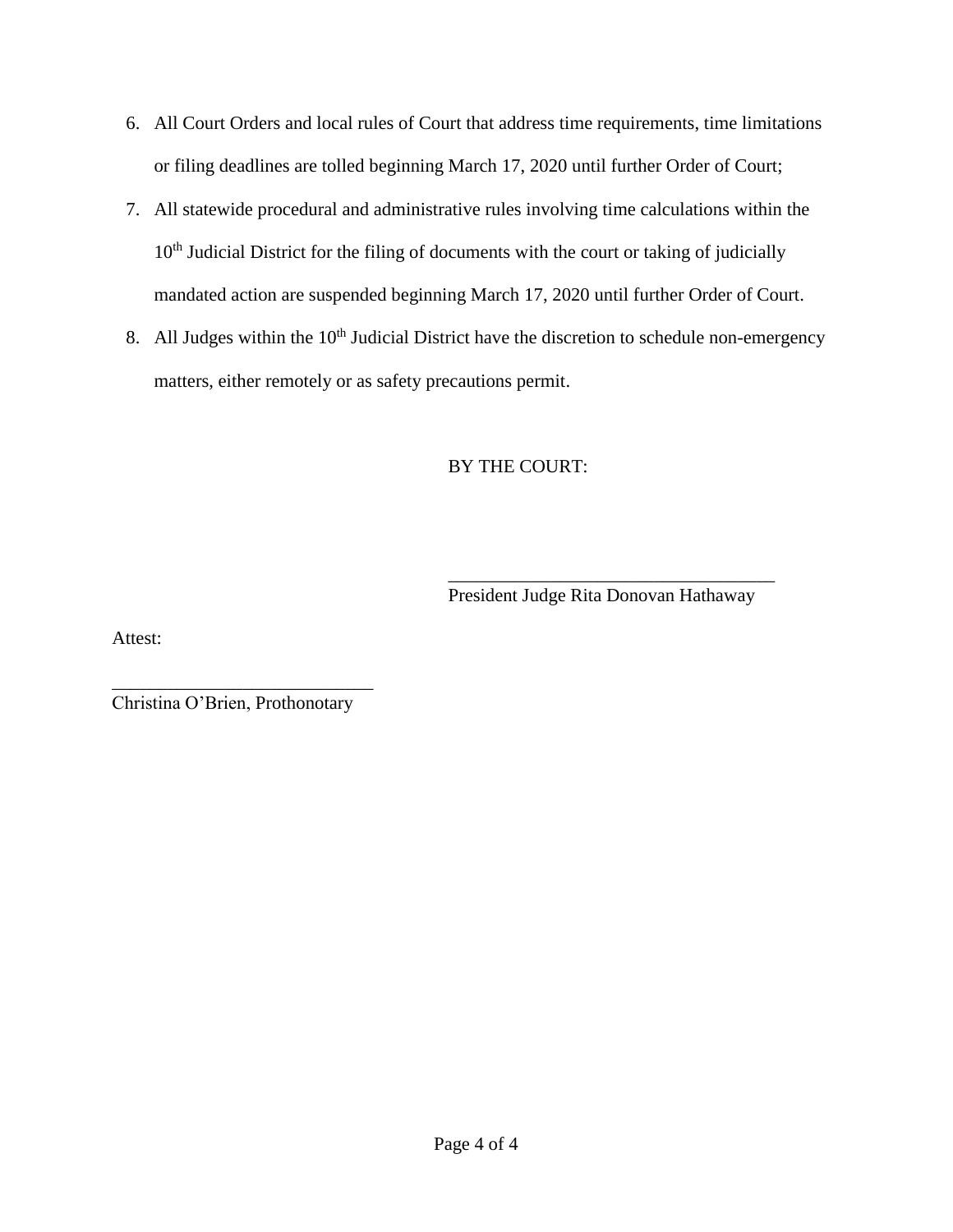6. All Court Orders and local rules of Court that address time requirements, time limitations or filing deadlines are tolled beginning March 17, 2020 until further Order of Court;
7. All statewide procedural and administrative rules involving time calculations within the 10th Judicial District for the filing of documents with the court or taking of judicially mandated action are suspended beginning March 17, 2020 until further Order of Court.
8. All Judges within the 10th Judicial District have the discretion to schedule non-emergency matters, either remotely or as safety precautions permit.

BY THE COURT:

___________________________________
President Judge Rita Donovan Hathaway

Attest:

___________________________
Christina O'Brien, Prothonotary